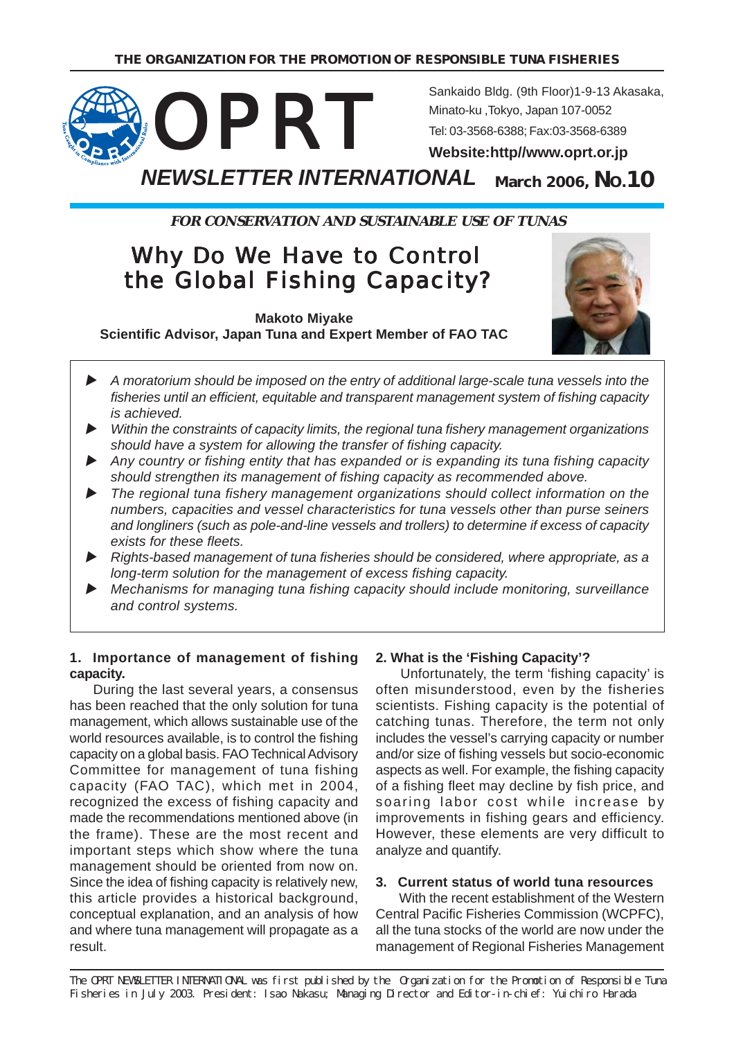THE ORGANIZATION FOR THE PROMOTION OF RESPONSIBLE TUNA FISHERIES

# OPRT

Sankaido Bldg. (9th Floor)1-9-13 Akasaka, Minato-ku ,Tokyo, Japan 107-0052
Tel: 03-3568-6388; Fax:03-3568-6389
**Website:http//www.oprt.or.jp**

***NEWSLETTER INTERNATIONAL*** **March 2006, No.10**

***FOR CONSERVATION AND SUSTAINABLE USE OF TUNAS***

# Why Do We Have to Control the Global Fishing Capacity?

**Makoto Miyake**
**Scientific Advisor, Japan Tuna and Expert Member of FAO TAC**

- *A moratorium should be imposed on the entry of additional large-scale tuna vessels into the fisheries until an efficient, equitable and transparent management system of fishing capacity is achieved.*
- *Within the constraints of capacity limits, the regional tuna fishery management organizations should have a system for allowing the transfer of fishing capacity.*
- *Any country or fishing entity that has expanded or is expanding its tuna fishing capacity should strengthen its management of fishing capacity as recommended above.*
- *The regional tuna fishery management organizations should collect information on the numbers, capacities and vessel characteristics for tuna vessels other than purse seiners and longliners (such as pole-and-line vessels and trollers) to determine if excess of capacity exists for these fleets.*
- *Rights-based management of tuna fisheries should be considered, where appropriate, as a long-term solution for the management of excess fishing capacity.*
- *Mechanisms for managing tuna fishing capacity should include monitoring, surveillance and control systems.*

## 1. Importance of management of fishing capacity.

During the last several years, a consensus has been reached that the only solution for tuna management, which allows sustainable use of the world resources available, is to control the fishing capacity on a global basis. FAO Technical Advisory Committee for management of tuna fishing capacity (FAO TAC), which met in 2004, recognized the excess of fishing capacity and made the recommendations mentioned above (in the frame). These are the most recent and important steps which show where the tuna management should be oriented from now on. Since the idea of fishing capacity is relatively new, this article provides a historical background, conceptual explanation, and an analysis of how and where tuna management will propagate as a result.

## 2. What is the 'Fishing Capacity'?

Unfortunately, the term 'fishing capacity' is often misunderstood, even by the fisheries scientists. Fishing capacity is the potential of catching tunas. Therefore, the term not only includes the vessel's carrying capacity or number and/or size of fishing vessels but socio-economic aspects as well. For example, the fishing capacity of a fishing fleet may decline by fish price, and soaring labor cost while increase by improvements in fishing gears and efficiency. However, these elements are very difficult to analyze and quantify.

## 3. Current status of world tuna resources

With the recent establishment of the Western Central Pacific Fisheries Commission (WCPFC), all the tuna stocks of the world are now under the management of Regional Fisheries Management

The OPRT NEWSLETTER INTERNATIONAL was first published by the Organization for the Promotion of Responsible Tuna Fisheries in July 2003. President: Isao Nakasu; Managing Director and Editor-in-chief: Yuichiro Harada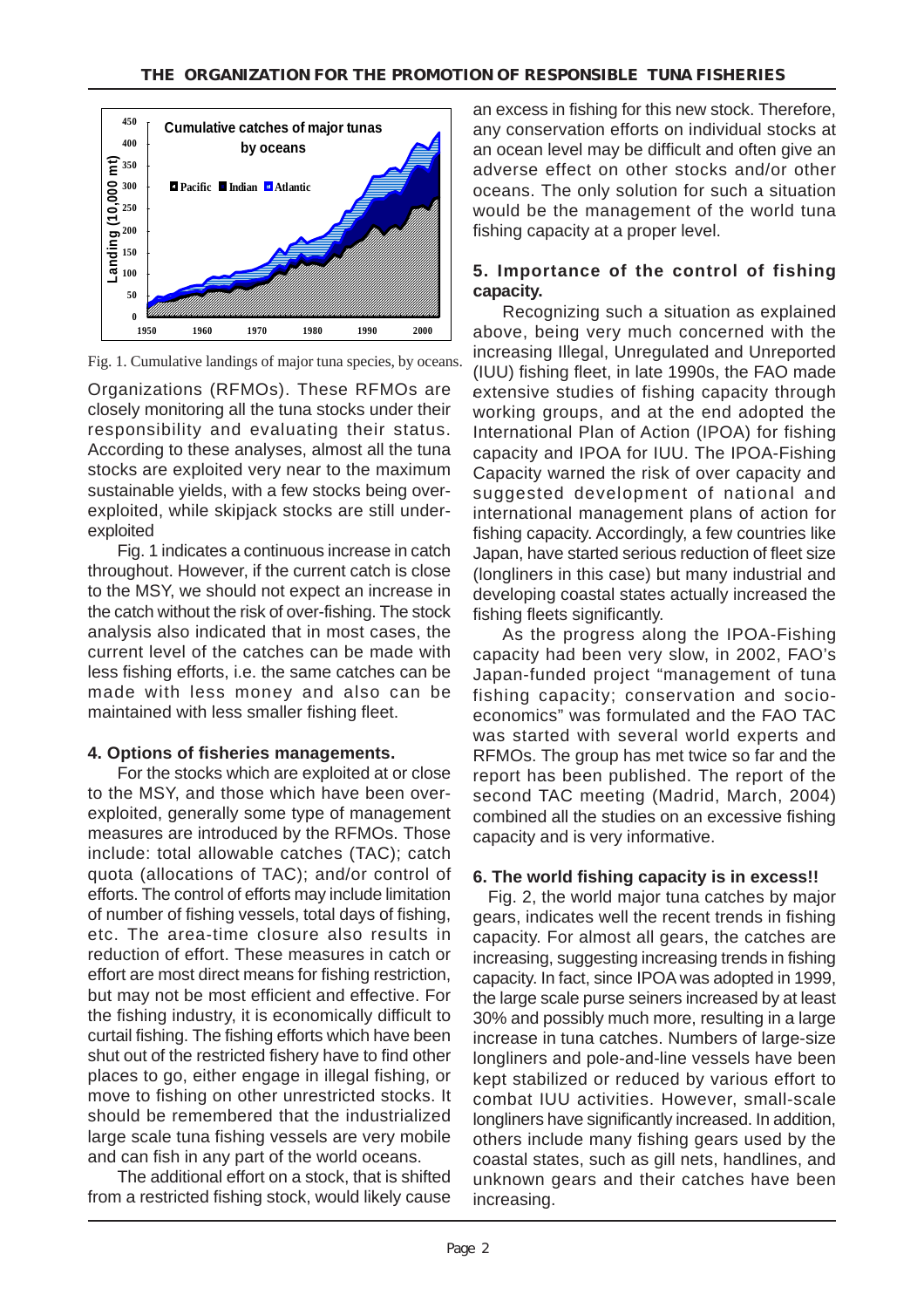Fig. 1. Cumulative landings of major tuna species, by oceans.

Organizations (RFMOs). These RFMOs are closely monitoring all the tuna stocks under their responsibility and evaluating their status. According to these analyses, almost all the tuna stocks are exploited very near to the maximum sustainable yields, with a few stocks being over-exploited, while skipjack stocks are still under-exploited

Fig. 1 indicates a continuous increase in catch throughout. However, if the current catch is close to the MSY, we should not expect an increase in the catch without the risk of over-fishing. The stock analysis also indicated that in most cases, the current level of the catches can be made with less fishing efforts, i.e. the same catches can be made with less money and also can be maintained with less smaller fishing fleet.

**4. Options of fisheries managements.**

For the stocks which are exploited at or close to the MSY, and those which have been over-exploited, generally some type of management measures are introduced by the RFMOs. Those include: total allowable catches (TAC); catch quota (allocations of TAC); and/or control of efforts. The control of efforts may include limitation of number of fishing vessels, total days of fishing, etc. The area-time closure also results in reduction of effort. These measures in catch or effort are most direct means for fishing restriction, but may not be most efficient and effective. For the fishing industry, it is economically difficult to curtail fishing. The fishing efforts which have been shut out of the restricted fishery have to find other places to go, either engage in illegal fishing, or move to fishing on other unrestricted stocks. It should be remembered that the industrialized large scale tuna fishing vessels are very mobile and can fish in any part of the world oceans.

The additional effort on a stock, that is shifted from a restricted fishing stock, would likely cause an excess in fishing for this new stock. Therefore, any conservation efforts on individual stocks at an ocean level may be difficult and often give an adverse effect on other stocks and/or other oceans. The only solution for such a situation would be the management of the world tuna fishing capacity at a proper level.

**5. Importance of the control of fishing capacity.**

Recognizing such a situation as explained above, being very much concerned with the increasing Illegal, Unregulated and Unreported (IUU) fishing fleet, in late 1990s, the FAO made extensive studies of fishing capacity through working groups, and at the end adopted the International Plan of Action (IPOA) for fishing capacity and IPOA for IUU. The IPOA-Fishing Capacity warned the risk of over capacity and suggested development of national and international management plans of action for fishing capacity. Accordingly, a few countries like Japan, have started serious reduction of fleet size (longliners in this case) but many industrial and developing coastal states actually increased the fishing fleets significantly.

As the progress along the IPOA-Fishing capacity had been very slow, in 2002, FAO's Japan-funded project "management of tuna fishing capacity; conservation and socio-economics" was formulated and the FAO TAC was started with several world experts and RFMOs. The group has met twice so far and the report has been published. The report of the second TAC meeting (Madrid, March, 2004) combined all the studies on an excessive fishing capacity and is very informative.

**6. The world fishing capacity is in excess!!**

Fig. 2, the world major tuna catches by major gears, indicates well the recent trends in fishing capacity. For almost all gears, the catches are increasing, suggesting increasing trends in fishing capacity. In fact, since IPOA was adopted in 1999, the large scale purse seiners increased by at least 30% and possibly much more, resulting in a large increase in tuna catches. Numbers of large-size longliners and pole-and-line vessels have been kept stabilized or reduced by various effort to combat IUU activities. However, small-scale longliners have significantly increased. In addition, others include many fishing gears used by the coastal states, such as gill nets, handlines, and unknown gears and their catches have been increasing.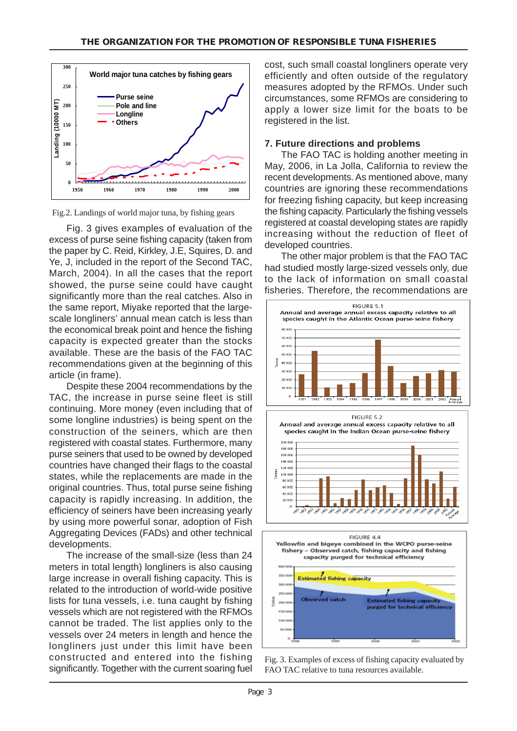Fig.2. Landings of world major tuna, by fishing gears

Fig. 3 gives examples of evaluation of the excess of purse seine fishing capacity (taken from the paper by C. Reid, Kirkley, J.E, Squires, D. and Ye, J, included in the report of the Second TAC, March, 2004). In all the cases that the report showed, the purse seine could have caught significantly more than the real catches. Also in the same report, Miyake reported that the large-scale longliners' annual mean catch is less than the economical break point and hence the fishing capacity is expected greater than the stocks available. These are the basis of the FAO TAC recommendations given at the beginning of this article (in frame).

Despite these 2004 recommendations by the TAC, the increase in purse seine fleet is still continuing. More money (even including that of some longline industries) is being spent on the construction of the seiners, which are then registered with coastal states. Furthermore, many purse seiners that used to be owned by developed countries have changed their flags to the coastal states, while the replacements are made in the original countries. Thus, total purse seine fishing capacity is rapidly increasing. In addition, the efficiency of seiners have been increasing yearly by using more powerful sonar, adoption of Fish Aggregating Devices (FADs) and other technical developments.

The increase of the small-size (less than 24 meters in total length) longliners is also causing large increase in overall fishing capacity. This is related to the introduction of world-wide positive lists for tuna vessels, i.e. tuna caught by fishing vessels which are not registered with the RFMOs cannot be traded. The list applies only to the vessels over 24 meters in length and hence the longliners just under this limit have been constructed and entered into the fishing significantly. Together with the current soaring fuel cost, such small coastal longliners operate very efficiently and often outside of the regulatory measures adopted by the RFMOs. Under such circumstances, some RFMOs are considering to apply a lower size limit for the boats to be registered in the list.

## 7. Future directions and problems

The FAO TAC is holding another meeting in May, 2006, in La Jolla, California to review the recent developments. As mentioned above, many countries are ignoring these recommendations for freezing fishing capacity, but keep increasing the fishing capacity. Particularly the fishing vessels registered at coastal developing states are rapidly increasing without the reduction of fleet of developed countries.

The other major problem is that the FAO TAC had studied mostly large-sized vessels only, due to the lack of information on small coastal fisheries. Therefore, the recommendations are

Fig. 3. Examples of excess of fishing capacity evaluated by FAO TAC relative to tuna resources available.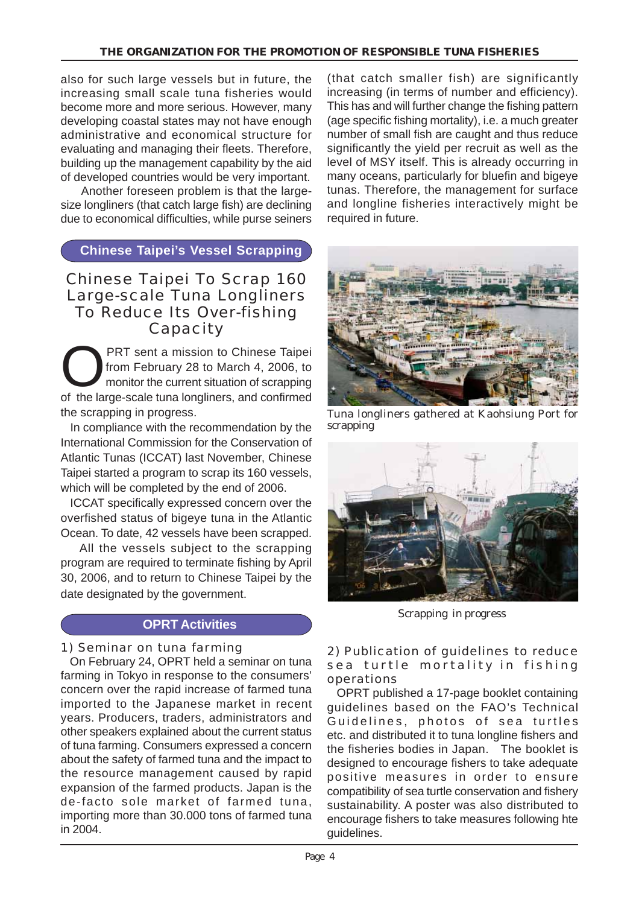also for such large vessels but in future, the increasing small scale tuna fisheries would become more and more serious. However, many developing coastal states may not have enough administrative and economical structure for evaluating and managing their fleets. Therefore, building up the management capability by the aid of developed countries would be very important.

Another foreseen problem is that the large-size longliners (that catch large fish) are declining due to economical difficulties, while purse seiners (that catch smaller fish) are significantly increasing (in terms of number and efficiency). This has and will further change the fishing pattern (age specific fishing mortality), i.e. a much greater number of small fish are caught and thus reduce significantly the yield per recruit as well as the level of MSY itself. This is already occurring in many oceans, particularly for bluefin and bigeye tunas. Therefore, the management for surface and longline fisheries interactively might be required in future.

## Chinese Taipei's Vessel Scrapping

### Chinese Taipei To Scrap 160 Large-scale Tuna Longliners To Reduce Its Over-fishing Capacity

OPRT sent a mission to Chinese Taipei from February 28 to March 4, 2006, to monitor the current situation of scrapping of the large-scale tuna longliners, and confirmed the scrapping in progress.

In compliance with the recommendation by the International Commission for the Conservation of Atlantic Tunas (ICCAT) last November, Chinese Taipei started a program to scrap its 160 vessels, which will be completed by the end of 2006.

ICCAT specifically expressed concern over the overfished status of bigeye tuna in the Atlantic Ocean. To date, 42 vessels have been scrapped.

All the vessels subject to the scrapping program are required to terminate fishing by April 30, 2006, and to return to Chinese Taipei by the date designated by the government.

Tuna longliners gathered at Kaohsiung Port for scrapping

Scrapping in progress

## OPRT Activities

### 1) Seminar on tuna farming

On February 24, OPRT held a seminar on tuna farming in Tokyo in response to the consumers' concern over the rapid increase of farmed tuna imported to the Japanese market in recent years. Producers, traders, administrators and other speakers explained about the current status of tuna farming. Consumers expressed a concern about the safety of farmed tuna and the impact to the resource management caused by rapid expansion of the farmed products. Japan is the de-facto sole market of farmed tuna, importing more than 30.000 tons of farmed tuna in 2004.

### 2) Publication of guidelines to reduce sea turtle mortality in fishing operations

OPRT published a 17-page booklet containing guidelines based on the FAO's Technical Guidelines, photos of sea turtles etc. and distributed it to tuna longline fishers and the fisheries bodies in Japan. The booklet is designed to encourage fishers to take adequate positive measures in order to ensure compatibility of sea turtle conservation and fishery sustainability. A poster was also distributed to encourage fishers to take measures following hte guidelines.